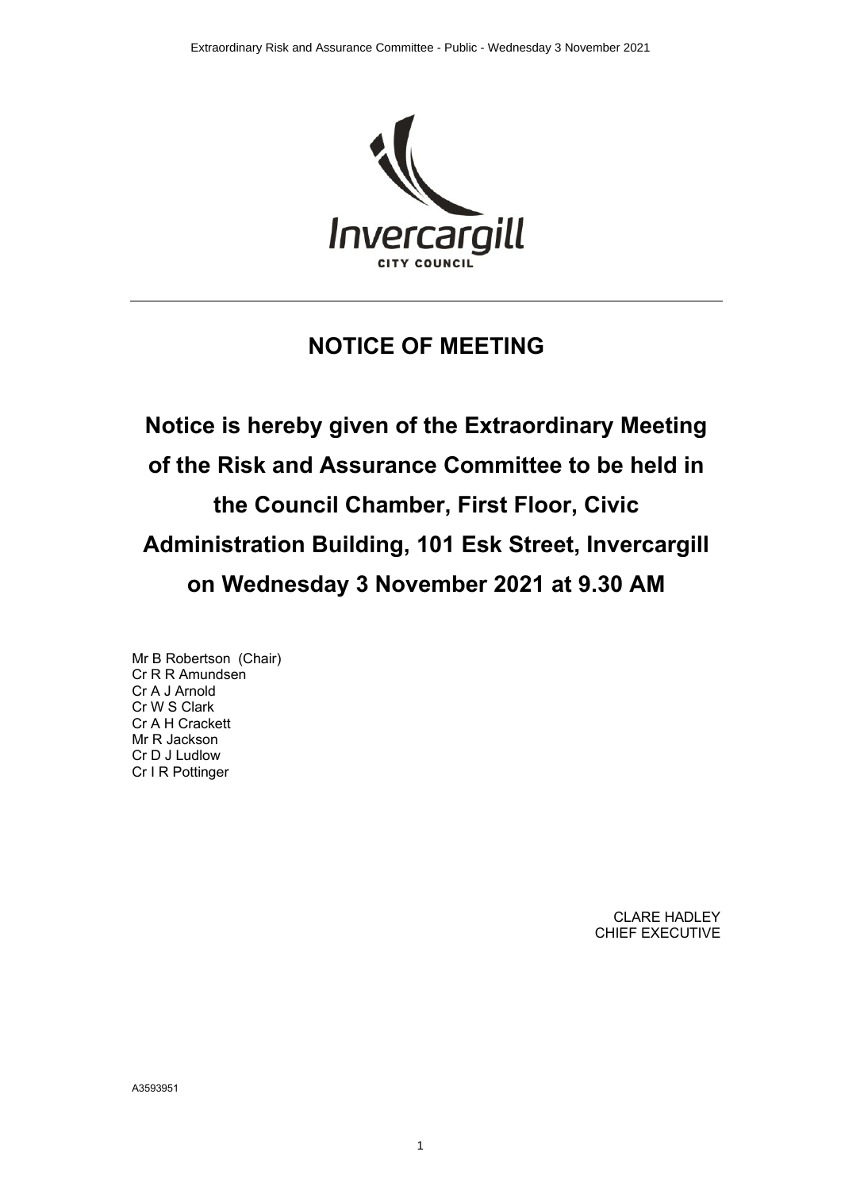Invercargill

CITY COUNCIL

---

# NOTICE OF MEETING

## Notice is hereby given of the Extraordinary Meeting of the Risk and Assurance Committee to be held in the Council Chamber, First Floor, Civic Administration Building, 101 Esk Street, Invercargill on Wednesday 3 November 2021 at 9.30 AM

Mr B Robertson (Chair)
Cr R R Amundsen
Cr A J Arnold
Cr W S Clark
Cr A H Crackett
Mr R Jackson
Cr D J Ludlow
Cr I R Pottinger

CLARE HADLEY
CHIEF EXECUTIVE

A3593951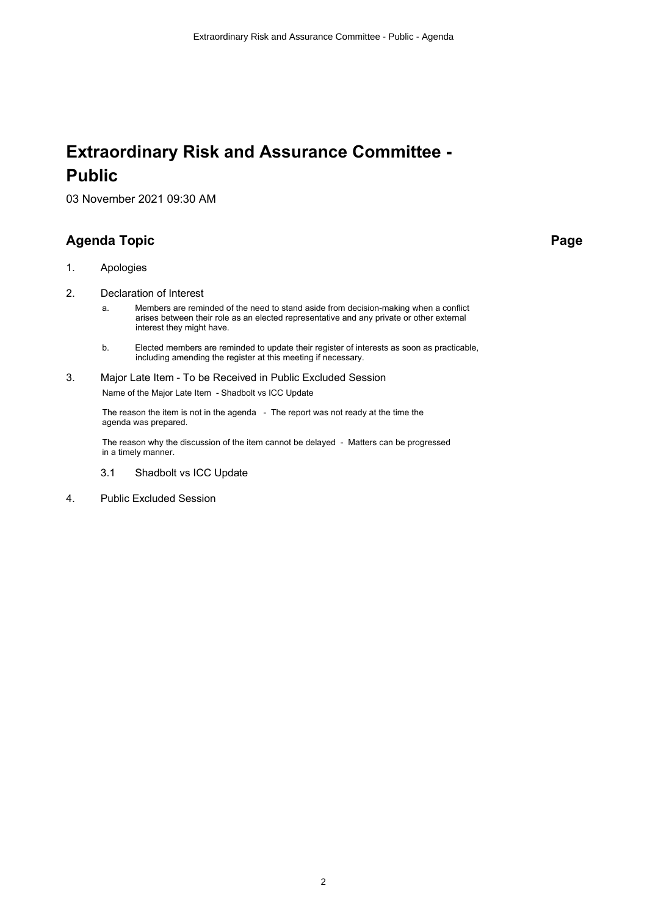# Extraordinary Risk and Assurance Committee - Public

03 November 2021 09:30 AM

## Agenda Topic

**Page**

1. Apologies

2. Declaration of Interest

   a. Members are reminded of the need to stand aside from decision-making when a conflict arises between their role as an elected representative and any private or other external interest they might have.

   b. Elected members are reminded to update their register of interests as soon as practicable, including amending the register at this meeting if necessary.

3. Major Late Item - To be Received in Public Excluded Session

   Name of the Major Late Item - Shadbolt vs ICC Update

   The reason the item is not in the agenda - The report was not ready at the time the agenda was prepared.

   The reason why the discussion of the item cannot be delayed - Matters can be progressed in a timely manner.

   3.1 Shadbolt vs ICC Update

4. Public Excluded Session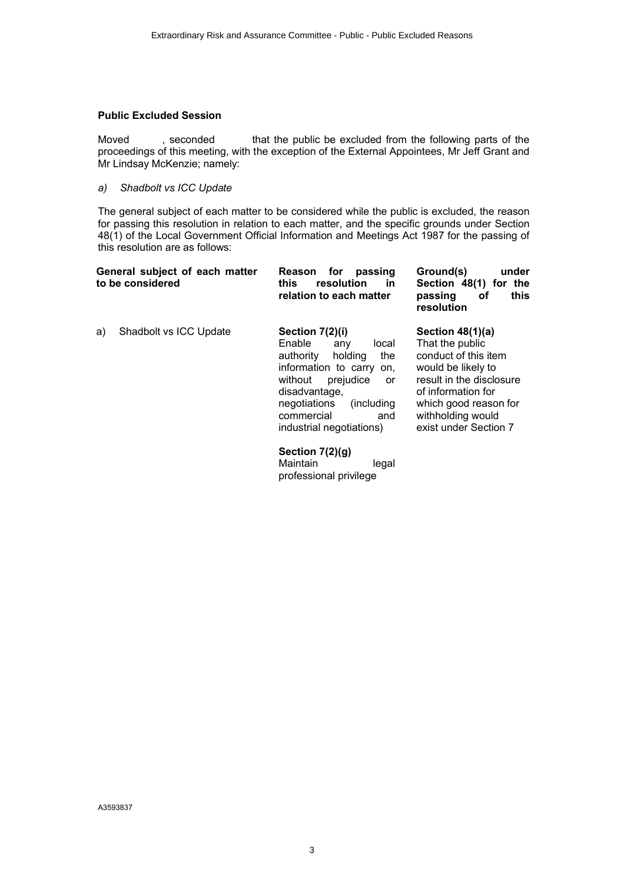**Public Excluded Session**

Moved , seconded that the public be excluded from the following parts of the proceedings of this meeting, with the exception of the External Appointees, Mr Jeff Grant and Mr Lindsay McKenzie; namely:

*a) Shadbolt vs ICC Update*

The general subject of each matter to be considered while the public is excluded, the reason for passing this resolution in relation to each matter, and the specific grounds under Section 48(1) of the Local Government Official Information and Meetings Act 1987 for the passing of this resolution are as follows:

| General subject of each matter to be considered | Reason for passing this resolution in relation to each matter | Ground(s) under Section 48(1) for the passing of this resolution |
|---|---|---|
| a) Shadbolt vs ICC Update | **Section 7(2)(i)** Enable any local authority holding the information to carry on, without prejudice or disadvantage, negotiations (including commercial and industrial negotiations)<br><br>**Section 7(2)(g)** Maintain legal professional privilege | **Section 48(1)(a)** That the public conduct of this item would be likely to result in the disclosure of information for which good reason for withholding would exist under Section 7 |

A3593837